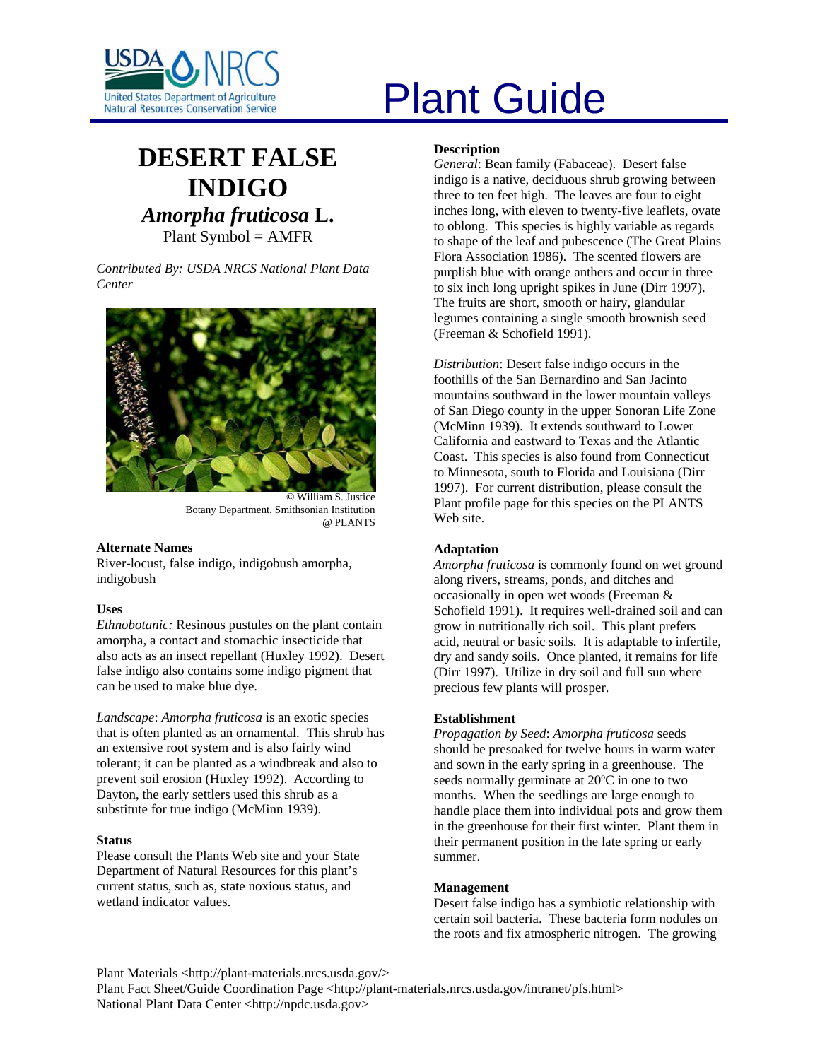# Plant Guide

# DESERT FALSE INDIGO

## *Amorpha fruticosa* L.

Plant Symbol = AMFR

*Contributed By: USDA NRCS National Plant Data Center*

© William S. Justice
Botany Department, Smithsonian Institution
@ PLANTS

### Alternate Names

River-locust, false indigo, indigobush amorpha, indigobush

### Uses

*Ethnobotanic:* Resinous pustules on the plant contain amorpha, a contact and stomachic insecticide that also acts as an insect repellant (Huxley 1992). Desert false indigo also contains some indigo pigment that can be used to make blue dye.

*Landscape*: *Amorpha fruticosa* is an exotic species that is often planted as an ornamental. This shrub has an extensive root system and is also fairly wind tolerant; it can be planted as a windbreak and also to prevent soil erosion (Huxley 1992). According to Dayton, the early settlers used this shrub as a substitute for true indigo (McMinn 1939).

### Status

Please consult the Plants Web site and your State Department of Natural Resources for this plant's current status, such as, state noxious status, and wetland indicator values.

### Description

*General*: Bean family (Fabaceae). Desert false indigo is a native, deciduous shrub growing between three to ten feet high. The leaves are four to eight inches long, with eleven to twenty-five leaflets, ovate to oblong. This species is highly variable as regards to shape of the leaf and pubescence (The Great Plains Flora Association 1986). The scented flowers are purplish blue with orange anthers and occur in three to six inch long upright spikes in June (Dirr 1997). The fruits are short, smooth or hairy, glandular legumes containing a single smooth brownish seed (Freeman & Schofield 1991).

*Distribution*: Desert false indigo occurs in the foothills of the San Bernardino and San Jacinto mountains southward in the lower mountain valleys of San Diego county in the upper Sonoran Life Zone (McMinn 1939). It extends southward to Lower California and eastward to Texas and the Atlantic Coast. This species is also found from Connecticut to Minnesota, south to Florida and Louisiana (Dirr 1997). For current distribution, please consult the Plant profile page for this species on the PLANTS Web site.

### Adaptation

*Amorpha fruticosa* is commonly found on wet ground along rivers, streams, ponds, and ditches and occasionally in open wet woods (Freeman & Schofield 1991). It requires well-drained soil and can grow in nutritionally rich soil. This plant prefers acid, neutral or basic soils. It is adaptable to infertile, dry and sandy soils. Once planted, it remains for life (Dirr 1997). Utilize in dry soil and full sun where precious few plants will prosper.

### Establishment

*Propagation by Seed*: *Amorpha fruticosa* seeds should be presoaked for twelve hours in warm water and sown in the early spring in a greenhouse. The seeds normally germinate at 20ºC in one to two months. When the seedlings are large enough to handle place them into individual pots and grow them in the greenhouse for their first winter. Plant them in their permanent position in the late spring or early summer.

### Management

Desert false indigo has a symbiotic relationship with certain soil bacteria. These bacteria form nodules on the roots and fix atmospheric nitrogen. The growing

Plant Materials <http://plant-materials.nrcs.usda.gov/>
Plant Fact Sheet/Guide Coordination Page <http://plant-materials.nrcs.usda.gov/intranet/pfs.html>
National Plant Data Center <http://npdc.usda.gov>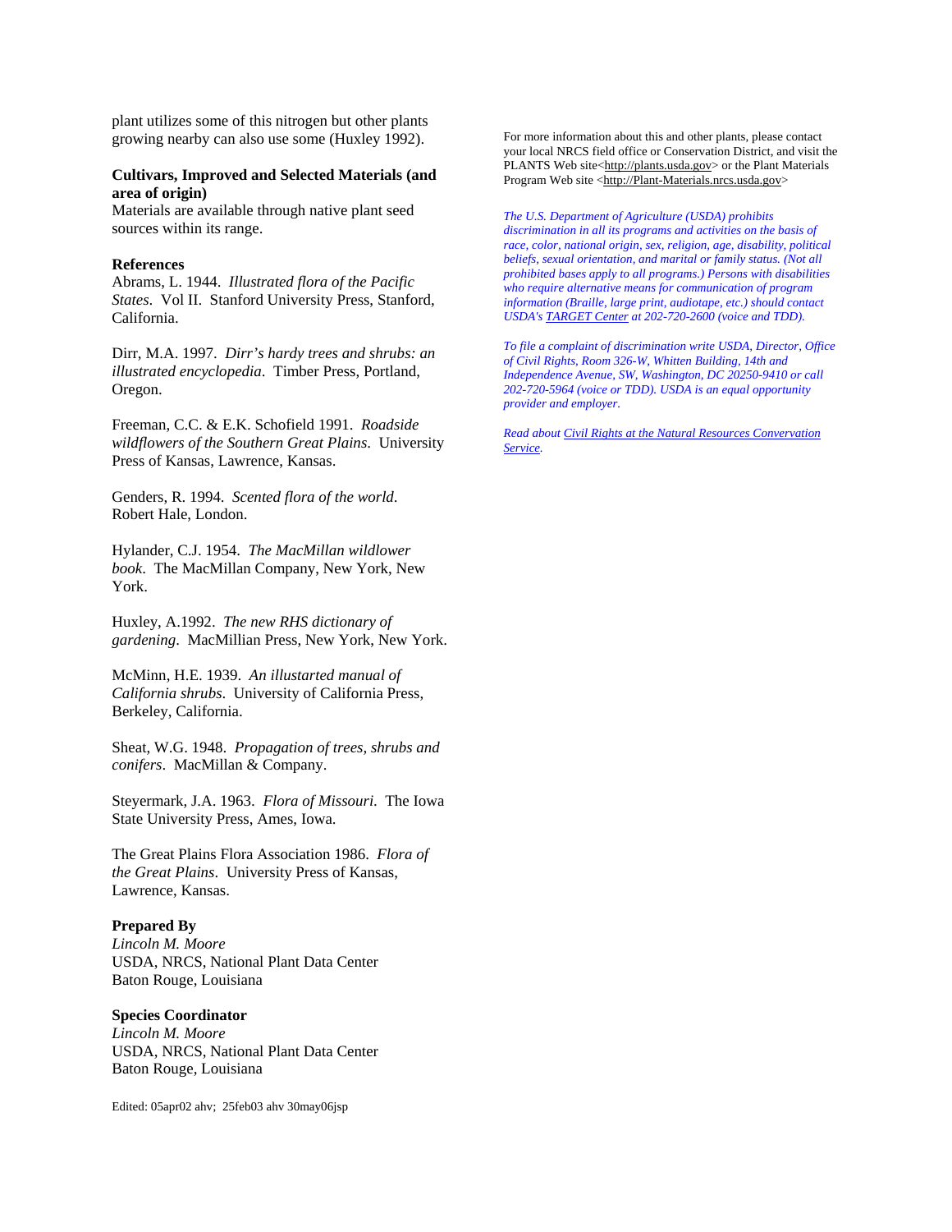plant utilizes some of this nitrogen but other plants growing nearby can also use some (Huxley 1992).

**Cultivars, Improved and Selected Materials (and area of origin)**

Materials are available through native plant seed sources within its range.

**References**

Abrams, L. 1944. *Illustrated flora of the Pacific States*. Vol II. Stanford University Press, Stanford, California.

Dirr, M.A. 1997. *Dirr's hardy trees and shrubs: an illustrated encyclopedia*. Timber Press, Portland, Oregon.

Freeman, C.C. & E.K. Schofield 1991. *Roadside wildflowers of the Southern Great Plains*. University Press of Kansas, Lawrence, Kansas.

Genders, R. 1994. *Scented flora of the world*. Robert Hale, London.

Hylander, C.J. 1954. *The MacMillan wildlower book*. The MacMillan Company, New York, New York.

Huxley, A.1992. *The new RHS dictionary of gardening*. MacMillian Press, New York, New York.

McMinn, H.E. 1939. *An illustarted manual of California shrubs*. University of California Press, Berkeley, California.

Sheat, W.G. 1948. *Propagation of trees, shrubs and conifers*. MacMillan & Company.

Steyermark, J.A. 1963. *Flora of Missouri*. The Iowa State University Press, Ames, Iowa.

The Great Plains Flora Association 1986. *Flora of the Great Plains*. University Press of Kansas, Lawrence, Kansas.

**Prepared By**

*Lincoln M. Moore*
USDA, NRCS, National Plant Data Center
Baton Rouge, Louisiana

**Species Coordinator**

*Lincoln M. Moore*
USDA, NRCS, National Plant Data Center
Baton Rouge, Louisiana

Edited: 05apr02 ahv; 25feb03 ahv 30may06jsp

For more information about this and other plants, please contact your local NRCS field office or Conservation District, and visit the PLANTS Web site<http://plants.usda.gov> or the Plant Materials Program Web site <http://Plant-Materials.nrcs.usda.gov>

*The U.S. Department of Agriculture (USDA) prohibits discrimination in all its programs and activities on the basis of race, color, national origin, sex, religion, age, disability, political beliefs, sexual orientation, and marital or family status. (Not all prohibited bases apply to all programs.) Persons with disabilities who require alternative means for communication of program information (Braille, large print, audiotape, etc.) should contact USDA's TARGET Center at 202-720-2600 (voice and TDD).*

*To file a complaint of discrimination write USDA, Director, Office of Civil Rights, Room 326-W, Whitten Building, 14th and Independence Avenue, SW, Washington, DC 20250-9410 or call 202-720-5964 (voice or TDD). USDA is an equal opportunity provider and employer.*

*Read about Civil Rights at the Natural Resources Convervation Service.*